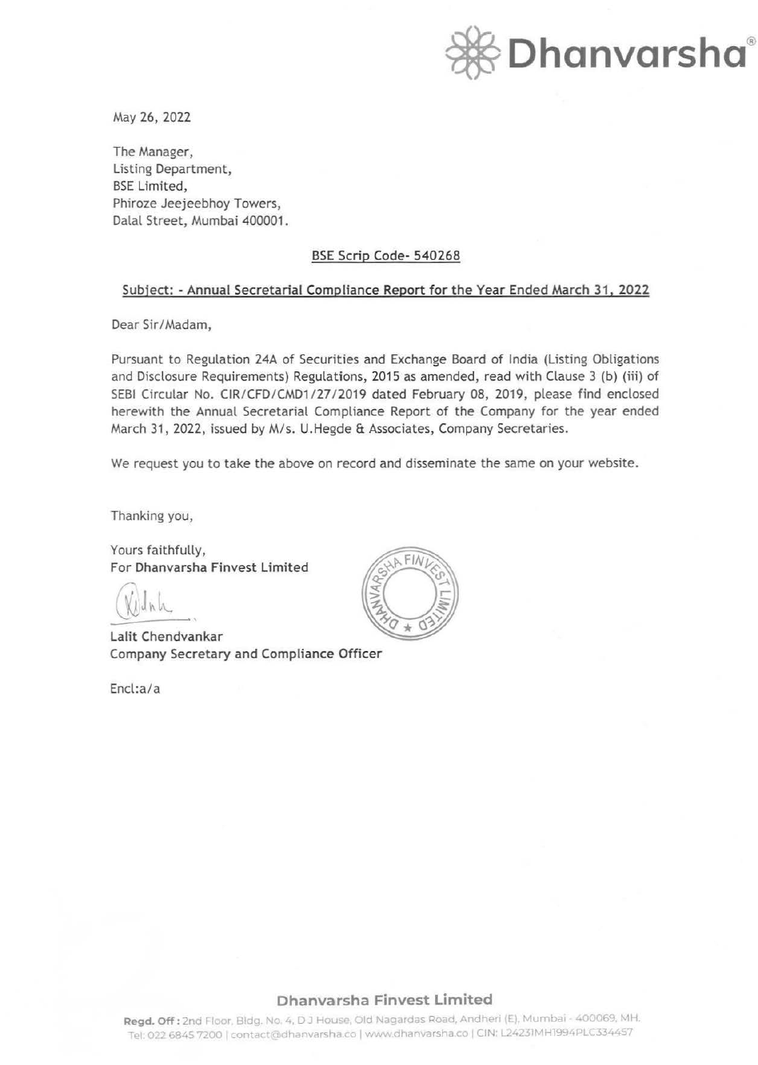May 26, 2022

The Manager,
Listing Department,
BSE Limited,
Phiroze Jeejeebhoy Towers,
Dalal Street, Mumbai 400001.

**BSE Scrip Code- 540268**

**Subject: - Annual Secretarial Compliance Report for the Year Ended March 31, 2022**

Dear Sir/Madam,

Pursuant to Regulation 24A of Securities and Exchange Board of India (Listing Obligations and Disclosure Requirements) Regulations, 2015 as amended, read with Clause 3 (b) (iii) of SEBI Circular No. CIR/CFD/CMD1/27/2019 dated February 08, 2019, please find enclosed herewith the Annual Secretarial Compliance Report of the Company for the year ended March 31, 2022, issued by M/s. U.Hegde & Associates, Company Secretaries.

We request you to take the above on record and disseminate the same on your website.

Thanking you,

Yours faithfully,
For **Dhanvarsha Finvest Limited**

**Lalit Chendvankar**
**Company Secretary and Compliance Officer**

Encl:a/a

**Dhanvarsha Finvest Limited**

**Regd. Off:** 2nd Floor, Bldg. No. 4, D J House, Old Nagardas Road, Andheri (E), Mumbai - 400069, MH.
Tel: 022 6845 7200 | contact@dhanvarsha.co | www.dhanvarsha.co | CIN: L24231MH1994PLC334457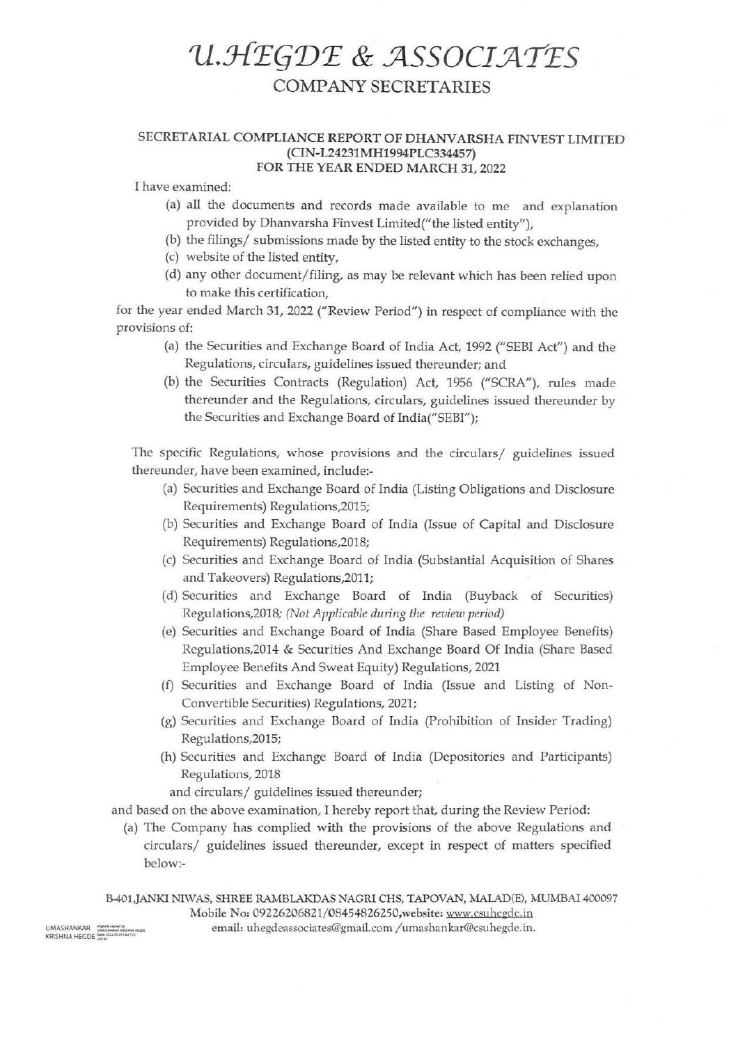# U.HEGDE & ASSOCIATES

## COMPANY SECRETARIES

### SECRETARIAL COMPLIANCE REPORT OF DHANVARSHA FINVEST LIMITED (CIN-L24231MH1994PLC334457) FOR THE YEAR ENDED MARCH 31, 2022

I have examined:

(a) all the documents and records made available to me and explanation provided by Dhanvarsha Finvest Limited("the listed entity"),

(b) the filings/ submissions made by the listed entity to the stock exchanges,

(c) website of the listed entity,

(d) any other document/filing, as may be relevant which has been relied upon to make this certification,

for the year ended March 31, 2022 ("Review Period") in respect of compliance with the provisions of:

(a) the Securities and Exchange Board of India Act, 1992 ("SEBI Act") and the Regulations, circulars, guidelines issued thereunder; and

(b) the Securities Contracts (Regulation) Act, 1956 ("SCRA"), rules made thereunder and the Regulations, circulars, guidelines issued thereunder by the Securities and Exchange Board of India("SEBI");

The specific Regulations, whose provisions and the circulars/ guidelines issued thereunder, have been examined, include:-

(a) Securities and Exchange Board of India (Listing Obligations and Disclosure Requirements) Regulations,2015;

(b) Securities and Exchange Board of India (Issue of Capital and Disclosure Requirements) Regulations,2018;

(c) Securities and Exchange Board of India (Substantial Acquisition of Shares and Takeovers) Regulations,2011;

(d) Securities and Exchange Board of India (Buyback of Securities) Regulations,2018; *(Not Applicable during the review period)*

(e) Securities and Exchange Board of India (Share Based Employee Benefits) Regulations,2014 & Securities And Exchange Board Of India (Share Based Employee Benefits And Sweat Equity) Regulations, 2021

(f) Securities and Exchange Board of India (Issue and Listing of Non-Convertible Securities) Regulations, 2021;

(g) Securities and Exchange Board of India (Prohibition of Insider Trading) Regulations,2015;

(h) Securities and Exchange Board of India (Depositories and Participants) Regulations, 2018

and circulars/ guidelines issued thereunder;

and based on the above examination, I hereby report that, during the Review Period:

(a) The Company has complied with the provisions of the above Regulations and circulars/ guidelines issued thereunder, except in respect of matters specified below:-

B-401,JANKI NIWAS, SHREE RAMBLAKDAS NAGRI CHS, TAPOVAN, MALAD(E), MUMBAI 400097
Mobile No: 09226206821/08454826250,website: www.csuhegde.in
email: uhegdeassociates@gmail.com /umashankar@csuhegde.in.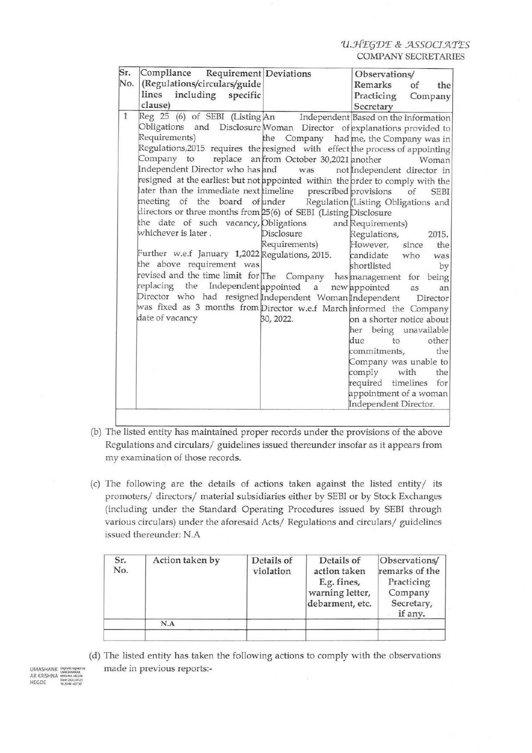| Sr. No. | Compliance Requirement (Regulations/circulars/guidelines including specific clause) | Deviations | Observations/ Remarks of the Practicing Company Secretary |
|---|---|---|---|
| 1 | Reg 25 (6) of SEBI (Listing Obligations and Disclosure Requirements) Regulations,2015 requires the Company to replace an Independent Director who has resigned at the earliest **but** not later than the immediate next meeting of the board of directors or three months from the date of such vacancy, whichever is later .<br><br>Further w.e.f January **1**,2022 the above requirement was revised and the time limit for replacing the Independent Director who had resigned was fixed as 3 months from date of vacancy | An Independent Woman Director of the Company had resigned with effect from October 30,2021 and was not appointed within the timeline prescribed under Regulation 25(6) of SEBI (Listing Obligations and Disclosure Requirements) Regulations, 2015.<br><br>The Company has appointed a new Independent Woman Director w.e.f March 30, 2022. | Based on the information explanations provided to me, the Company was in the process of appointing another Woman Independent director in order to comply with the provisions of SEBI (Listing Obligations and Disclosure Requirements) Regulations, 2015. However, since the candidate who was shortlisted by management for being appointed as an Independent Director informed the Company on a shorter notice about her being unavailable due to other commitments, the Company was unable to comply with the required timelines for appointment of a woman Independent Director. |
| | | | |

(b) The listed entity has maintained proper records under the provisions of the above Regulations and circulars/ guidelines issued thereunder insofar as it appears from my examination of those records.

(c) The following are the details of actions taken against the listed entity/ its promoters/ directors/ material subsidiaries either by SEBI or by Stock Exchanges (including under the Standard Operating Procedures issued by SEBI through various circulars) under the aforesaid Acts/ Regulations and circulars/ guidelines issued thereunder: N.A

| Sr. No. | Action taken by | Details of violation | Details of action taken E.g. fines, warning letter, debarment, etc. | Observations/ remarks of the Practicing Company Secretary, if any. |
|---|---|---|---|---|
| | N.A | | | |
| | | | | |

(d) The listed entity has taken the following actions to comply with the observations made in previous reports:-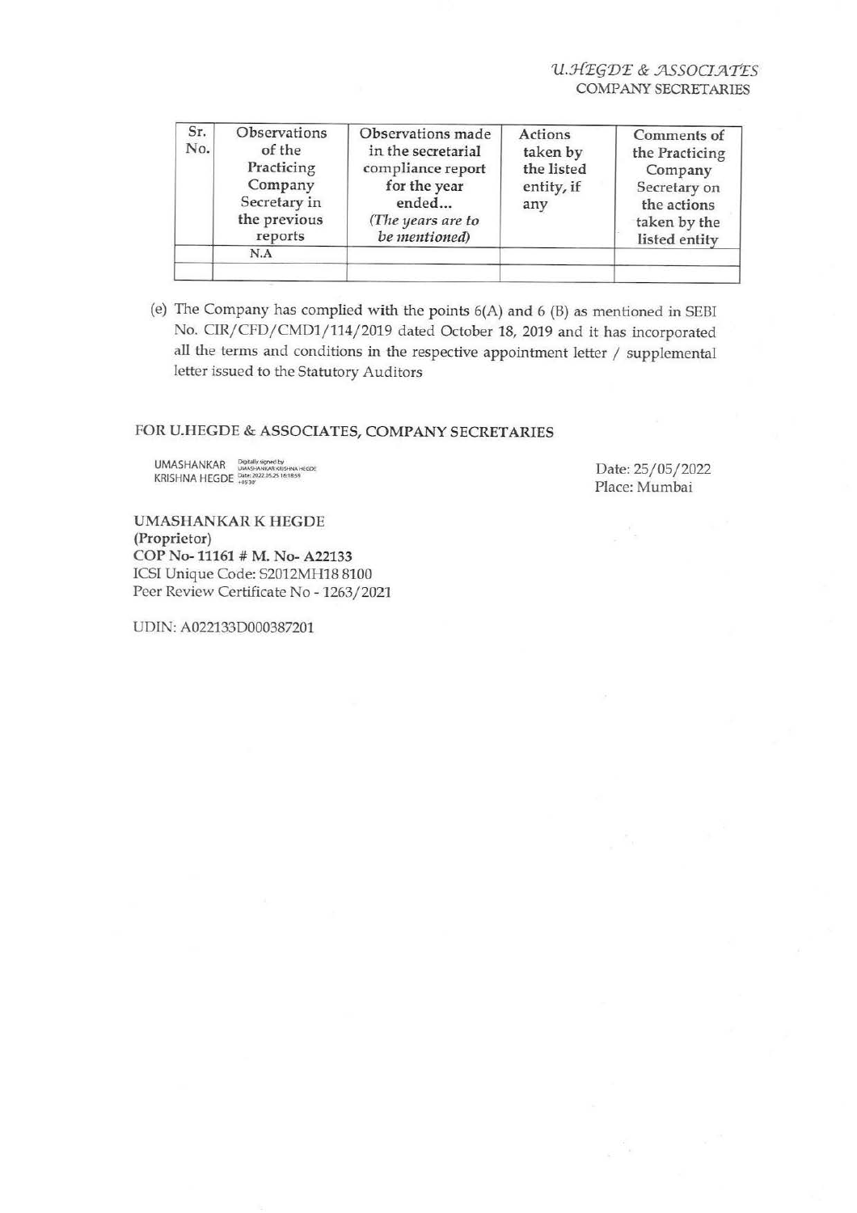| Sr. No. | Observations of the Practicing Company Secretary in the previous reports | Observations made in the secretarial compliance report for the year ended... *(The years are to be mentioned)* | Actions taken by the listed entity, if any | Comments of the Practicing Company Secretary on the actions taken by the listed entity |
|---|---|---|---|---|
| | N.A | | | |
| | | | | |

(e) The Company has complied with the points 6(A) and 6 (B) as mentioned in SEBI No. CIR/CFD/CMD1/114/2019 dated October 18, 2019 and it has incorporated all the terms and conditions in the respective appointment letter / supplemental letter issued to the Statutory Auditors

FOR U.HEGDE & ASSOCIATES, COMPANY SECRETARIES

UMASHANKAR KRISHNA HEGDE
Digitally signed by UMASHANKAR KRISHNA HEGDE Date: 2022.05.25 16:18:59 +05'30'

Date: 25/05/2022
Place: Mumbai

UMASHANKAR K HEGDE
**(Proprietor)**
**COP No- 11161 # M. No- A22133**
ICSI Unique Code: S2012MH18 8100
Peer Review Certificate No - 1263/2021

UDIN: A022133D000387201